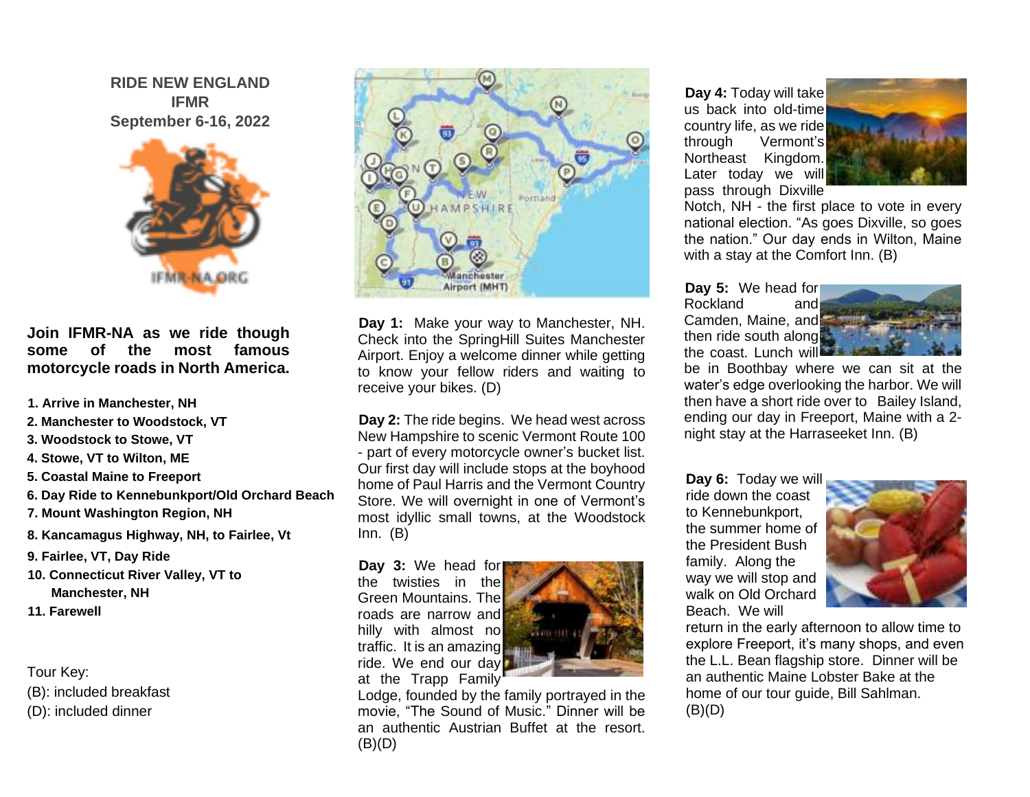# RIDE NEW ENGLAND
## IFMR
## September 6-16, 2022

**Join IFMR-NA as we ride though some of the most famous motorcycle roads in North America.**

1. **Arrive in Manchester, NH**
2. **Manchester to Woodstock, VT**
3. **Woodstock to Stowe, VT**
4. **Stowe, VT to Wilton, ME**
5. **Coastal Maine to Freeport**
6. **Day Ride to Kennebunkport/Old Orchard Beach**
7. **Mount Washington Region, NH**
8. **Kancamagus Highway, NH, to Fairlee, Vt**
9. **Fairlee, VT, Day Ride**
10. **Connecticut River Valley, VT to Manchester, NH**
11. **Farewell**

Tour Key:
(B): included breakfast
(D): included dinner

**Day 1:** Make your way to Manchester, NH. Check into the SpringHill Suites Manchester Airport. Enjoy a welcome dinner while getting to know your fellow riders and waiting to receive your bikes. (D)

**Day 2:** The ride begins. We head west across New Hampshire to scenic Vermont Route 100 - part of every motorcycle owner's bucket list. Our first day will include stops at the boyhood home of Paul Harris and the Vermont Country Store. We will overnight in one of Vermont's most idyllic small towns, at the Woodstock Inn. (B)

**Day 3:** We head for the twisties in the Green Mountains. The roads are narrow and hilly with almost no traffic. It is an amazing ride. We end our day at the Trapp Family Lodge, founded by the family portrayed in the movie, "The Sound of Music." Dinner will be an authentic Austrian Buffet at the resort. (B)(D)

**Day 4:** Today will take us back into old-time country life, as we ride through Vermont's Northeast Kingdom. Later today we will pass through Dixville Notch, NH - the first place to vote in every national election. "As goes Dixville, so goes the nation." Our day ends in Wilton, Maine with a stay at the Comfort Inn. (B)

**Day 5:** We head for Rockland and Camden, Maine, and then ride south along the coast. Lunch will be in Boothbay where we can sit at the water's edge overlooking the harbor. We will then have a short ride over to Bailey Island, ending our day in Freeport, Maine with a 2-night stay at the Harraseeket Inn. (B)

**Day 6:** Today we will ride down the coast to Kennebunkport, the summer home of the President Bush family. Along the way we will stop and walk on Old Orchard Beach. We will return in the early afternoon to allow time to explore Freeport, it's many shops, and even the L.L. Bean flagship store. Dinner will be an authentic Maine Lobster Bake at the home of our tour guide, Bill Sahlman. (B)(D)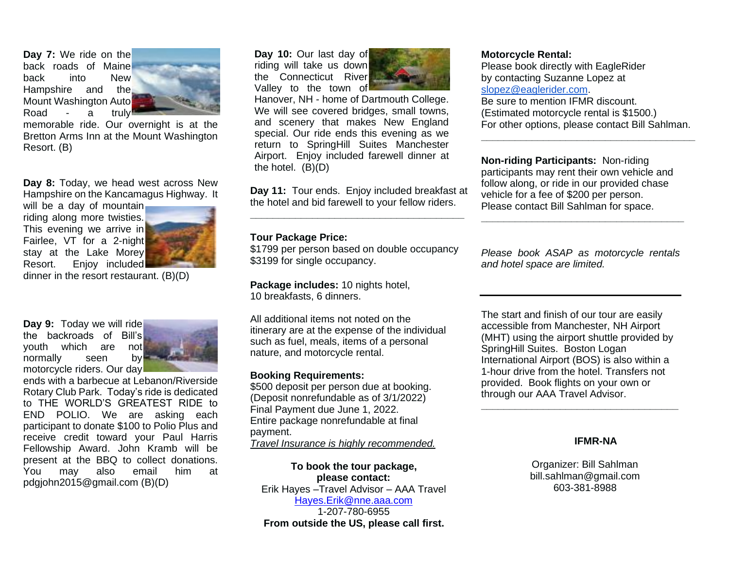**Day 7:** We ride on the back roads of Maine back into New Hampshire and the Mount Washington Auto Road - a truly memorable ride. Our overnight is at the Bretton Arms Inn at the Mount Washington Resort. (B)

**Day 8:** Today, we head west across New Hampshire on the Kancamagus Highway. It will be a day of mountain riding along more twisties. This evening we arrive in Fairlee, VT for a 2-night stay at the Lake Morey Resort. Enjoy included dinner in the resort restaurant. (B)(D)

**Day 9:** Today we will ride the backroads of Bill's youth which are not normally seen by motorcycle riders. Our day ends with a barbecue at Lebanon/Riverside Rotary Club Park. Today's ride is dedicated to THE WORLD'S GREATEST RIDE to END POLIO. We are asking each participant to donate $100 to Polio Plus and receive credit toward your Paul Harris Fellowship Award. John Kramb will be present at the BBQ to collect donations. You may also email him at pdgjohn2015@gmail.com (B)(D)

**Day 10:** Our last day of riding will take us down the Connecticut River Valley to the town of Hanover, NH - home of Dartmouth College. We will see covered bridges, small towns, and scenery that makes New England special. Our ride ends this evening as we return to SpringHill Suites Manchester Airport. Enjoy included farewell dinner at the hotel. (B)(D)

**Day 11:** Tour ends. Enjoy included breakfast at the hotel and bid farewell to your fellow riders.

---

**Tour Package Price:**
$1799 per person based on double occupancy
$3199 for single occupancy.

**Package includes:** 10 nights hotel, 10 breakfasts, 6 dinners.

All additional items not noted on the itinerary are at the expense of the individual such as fuel, meals, items of a personal nature, and motorcycle rental.

**Booking Requirements:**
$500 deposit per person due at booking.
(Deposit nonrefundable as of 3/1/2022)
Final Payment due June 1, 2022.
Entire package nonrefundable at final payment.
*Travel Insurance is highly recommended.*

**To book the tour package, please contact:**
Erik Hayes –Travel Advisor – AAA Travel
Hayes.Erik@nne.aaa.com
1-207-780-6955
**From outside the US, please call first.**

**Motorcycle Rental:**
Please book directly with EagleRider by contacting Suzanne Lopez at slopez@eaglerider.com.
Be sure to mention IFMR discount.
(Estimated motorcycle rental is $1500.)
For other options, please contact Bill Sahlman.

---

**Non-riding Participants:** Non-riding participants may rent their own vehicle and follow along, or ride in our provided chase vehicle for a fee of $200 per person. Please contact Bill Sahlman for space.

---

*Please book ASAP as motorcycle rentals and hotel space are limited.*

---

The start and finish of our tour are easily accessible from Manchester, NH Airport (MHT) using the airport shuttle provided by SpringHill Suites. Boston Logan International Airport (BOS) is also within a 1-hour drive from the hotel. Transfers not provided. Book flights on your own or through our AAA Travel Advisor.

---

**IFMR-NA**

Organizer: Bill Sahlman
bill.sahlman@gmail.com
603-381-8988